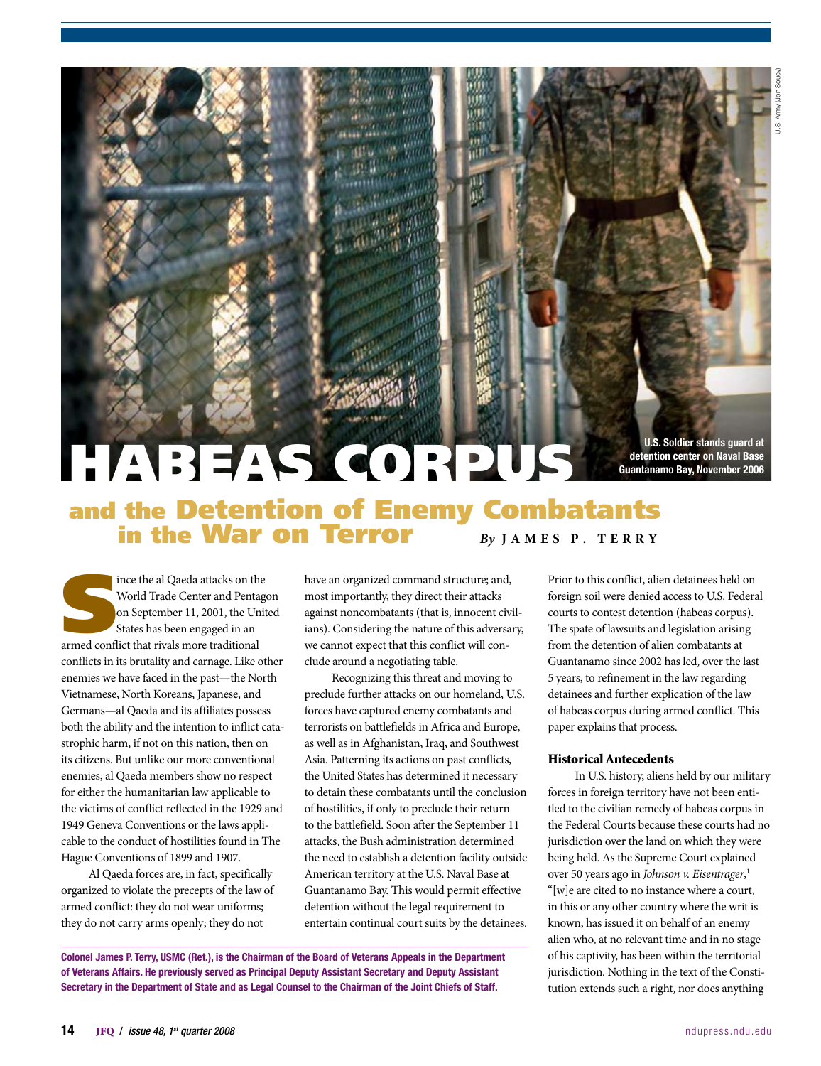U.S. Army (Jon Soucy)

U.S. Soldier stands guard at detention center on Naval Base Guantanamo Bay, November 2006

# HABEAS CORPUS and the Detention of Enemy Combatants in the War on Terror

*By* **JAMES P. TERRY**

Since the al Qaeda attacks on the World Trade Center and Pentagon on September 11, 2001, the United States has been engaged in an armed conflict that rivals more traditional conflicts in its brutality and carnage. Like other enemies we have faced in the past—the North Vietnamese, North Koreans, Japanese, and Germans—al Qaeda and its affiliates possess both the ability and the intention to inflict catastrophic harm, if not on this nation, then on its citizens. But unlike our more conventional enemies, al Qaeda members show no respect for either the humanitarian law applicable to the victims of conflict reflected in the 1929 and 1949 Geneva Conventions or the laws applicable to the conduct of hostilities found in The Hague Conventions of 1899 and 1907.

Al Qaeda forces are, in fact, specifically organized to violate the precepts of the law of armed conflict: they do not wear uniforms; they do not carry arms openly; they do not have an organized command structure; and, most importantly, they direct their attacks against noncombatants (that is, innocent civilians). Considering the nature of this adversary, we cannot expect that this conflict will conclude around a negotiating table.

Recognizing this threat and moving to preclude further attacks on our homeland, U.S. forces have captured enemy combatants and terrorists on battlefields in Africa and Europe, as well as in Afghanistan, Iraq, and Southwest Asia. Patterning its actions on past conflicts, the United States has determined it necessary to detain these combatants until the conclusion of hostilities, if only to preclude their return to the battlefield. Soon after the September 11 attacks, the Bush administration determined the need to establish a detention facility outside American territory at the U.S. Naval Base at Guantanamo Bay. This would permit effective detention without the legal requirement to entertain continual court suits by the detainees. Prior to this conflict, alien detainees held on foreign soil were denied access to U.S. Federal courts to contest detention (habeas corpus). The spate of lawsuits and legislation arising from the detention of alien combatants at Guantanamo since 2002 has led, over the last 5 years, to refinement in the law regarding detainees and further explication of the law of habeas corpus during armed conflict. This paper explains that process.

**Colonel James P. Terry, USMC (Ret.), is the Chairman of the Board of Veterans Appeals in the Department of Veterans Affairs. He previously served as Principal Deputy Assistant Secretary and Deputy Assistant Secretary in the Department of State and as Legal Counsel to the Chairman of the Joint Chiefs of Staff.**

## Historical Antecedents

In U.S. history, aliens held by our military forces in foreign territory have not been entitled to the civilian remedy of habeas corpus in the Federal Courts because these courts had no jurisdiction over the land on which they were being held. As the Supreme Court explained over 50 years ago in *Johnson v. Eisentrager*,[1] "[w]e are cited to no instance where a court, in this or any other country where the writ is known, has issued it on behalf of an enemy alien who, at no relevant time and in no stage of his captivity, has been within the territorial jurisdiction. Nothing in the text of the Constitution extends such a right, nor does anything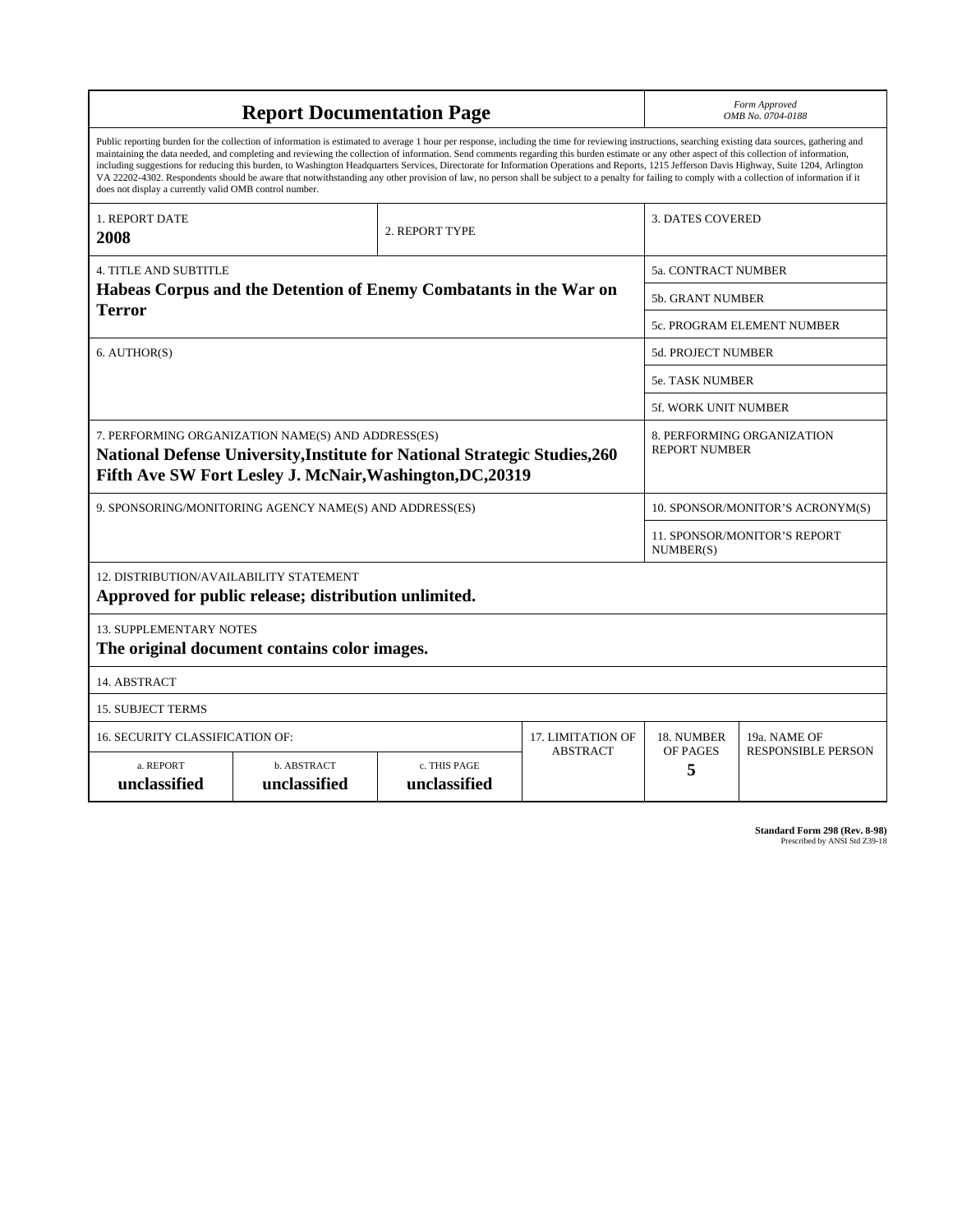# Report Documentation Page

*Form Approved*
*OMB No. 0704-0188*

Public reporting burden for the collection of information is estimated to average 1 hour per response, including the time for reviewing instructions, searching existing data sources, gathering and maintaining the data needed, and completing and reviewing the collection of information. Send comments regarding this burden estimate or any other aspect of this collection of information, including suggestions for reducing this burden, to Washington Headquarters Services, Directorate for Information Operations and Reports, 1215 Jefferson Davis Highway, Suite 1204, Arlington VA 22202-4302. Respondents should be aware that notwithstanding any other provision of law, no person shall be subject to a penalty for failing to comply with a collection of information if it does not display a currently valid OMB control number.

| | | |
|---|---|---|
| 1. REPORT DATE<br>**2008** | 2. REPORT TYPE | 3. DATES COVERED |
| 4. TITLE AND SUBTITLE<br>**Habeas Corpus and the Detention of Enemy Combatants in the War on Terror** | | 5a. CONTRACT NUMBER |
| | | 5b. GRANT NUMBER |
| | | 5c. PROGRAM ELEMENT NUMBER |
| 6. AUTHOR(S) | | 5d. PROJECT NUMBER |
| | | 5e. TASK NUMBER |
| | | 5f. WORK UNIT NUMBER |
| 7. PERFORMING ORGANIZATION NAME(S) AND ADDRESS(ES)<br>**National Defense University,Institute for National Strategic Studies,260 Fifth Ave SW Fort Lesley J. McNair,Washington,DC,20319** | | 8. PERFORMING ORGANIZATION REPORT NUMBER |
| 9. SPONSORING/MONITORING AGENCY NAME(S) AND ADDRESS(ES) | | 10. SPONSOR/MONITOR'S ACRONYM(S) |
| | | 11. SPONSOR/MONITOR'S REPORT NUMBER(S) |

12. DISTRIBUTION/AVAILABILITY STATEMENT
**Approved for public release; distribution unlimited.**

13. SUPPLEMENTARY NOTES
**The original document contains color images.**

14. ABSTRACT

15. SUBJECT TERMS

| 16. SECURITY CLASSIFICATION OF: | | | 17. LIMITATION OF ABSTRACT | 18. NUMBER OF PAGES | 19a. NAME OF RESPONSIBLE PERSON |
|---|---|---|---|---|---|
| a. REPORT<br>**unclassified** | b. ABSTRACT<br>**unclassified** | c. THIS PAGE<br>**unclassified** | | **5** | |

**Standard Form 298 (Rev. 8-98)**
Prescribed by ANSI Std Z39-18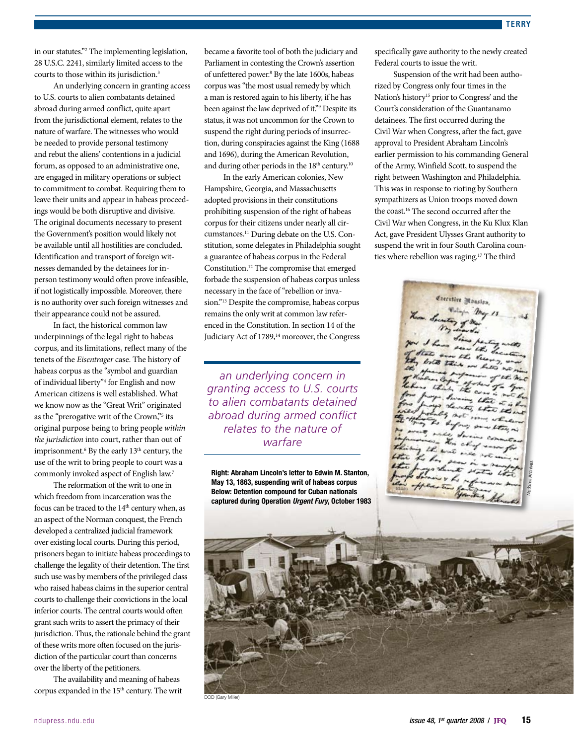in our statutes."[2] The implementing legislation, 28 U.S.C. 2241, similarly limited access to the courts to those within its jurisdiction.[3]

An underlying concern in granting access to U.S. courts to alien combatants detained abroad during armed conflict, quite apart from the jurisdictional element, relates to the nature of warfare. The witnesses who would be needed to provide personal testimony and rebut the aliens' contentions in a judicial forum, as opposed to an administrative one, are engaged in military operations or subject to commitment to combat. Requiring them to leave their units and appear in habeas proceedings would be both disruptive and divisive. The original documents necessary to present the Government's position would likely not be available until all hostilities are concluded. Identification and transport of foreign witnesses demanded by the detainees for in-person testimony would often prove infeasible, if not logistically impossible. Moreover, there is no authority over such foreign witnesses and their appearance could not be assured.

In fact, the historical common law underpinnings of the legal right to habeas corpus, and its limitations, reflect many of the tenets of the *Eisentrager* case. The history of habeas corpus as the "symbol and guardian of individual liberty"[4] for English and now American citizens is well established. What we know now as the "Great Writ" originated as the "prerogative writ of the Crown,"[5] its original purpose being to bring people *within the jurisdiction* into court, rather than out of imprisonment.[6] By the early 13th century, the use of the writ to bring people to court was a commonly invoked aspect of English law.[7]

The reformation of the writ to one in which freedom from incarceration was the focus can be traced to the 14th century when, as an aspect of the Norman conquest, the French developed a centralized judicial framework over existing local courts. During this period, prisoners began to initiate habeas proceedings to challenge the legality of their detention. The first such use was by members of the privileged class who raised habeas claims in the superior central courts to challenge their convictions in the local inferior courts. The central courts would often grant such writs to assert the primacy of their jurisdiction. Thus, the rationale behind the grant of these writs more often focused on the jurisdiction of the particular court than concerns over the liberty of the petitioners.

The availability and meaning of habeas corpus expanded in the 15th century. The writ became a favorite tool of both the judiciary and Parliament in contesting the Crown's assertion of unfettered power.[8] By the late 1600s, habeas corpus was "the most usual remedy by which a man is restored again to his liberty, if he has been against the law deprived of it."[9] Despite its status, it was not uncommon for the Crown to suspend the right during periods of insurrection, during conspiracies against the King (1688 and 1696), during the American Revolution, and during other periods in the 18th century.[10]

In the early American colonies, New Hampshire, Georgia, and Massachusetts adopted provisions in their constitutions prohibiting suspension of the right of habeas corpus for their citizens under nearly all circumstances.[11] During debate on the U.S. Constitution, some delegates in Philadelphia sought a guarantee of habeas corpus in the Federal Constitution.[12] The compromise that emerged forbade the suspension of habeas corpus unless necessary in the face of "rebellion or invasion."[13] Despite the compromise, habeas corpus remains the only writ at common law referenced in the Constitution. In section 14 of the Judiciary Act of 1789,[14] moreover, the Congress specifically gave authority to the newly created Federal courts to issue the writ.

*an underlying concern in granting access to U.S. courts to alien combatants detained abroad during armed conflict relates to the nature of warfare*

Suspension of the writ had been authorized by Congress only four times in the Nation's history[15] prior to Congress' and the Court's consideration of the Guantanamo detainees. The first occurred during the Civil War when Congress, after the fact, gave approval to President Abraham Lincoln's earlier permission to his commanding General of the Army, Winfield Scott, to suspend the right between Washington and Philadelphia. This was in response to rioting by Southern sympathizers as Union troops moved down the coast.[16] The second occurred after the Civil War when Congress, in the Ku Klux Klan Act, gave President Ulysses Grant authority to suspend the writ in four South Carolina counties where rebellion was raging.[17] The third

**Right: Abraham Lincoln's letter to Edwin M. Stanton, May 13, 1863, suspending writ of habeas corpus**
**Below: Detention compound for Cuban nationals captured during Operation *Urgent Fury*, October 1983**

National Archives

DOD (Gary Miller)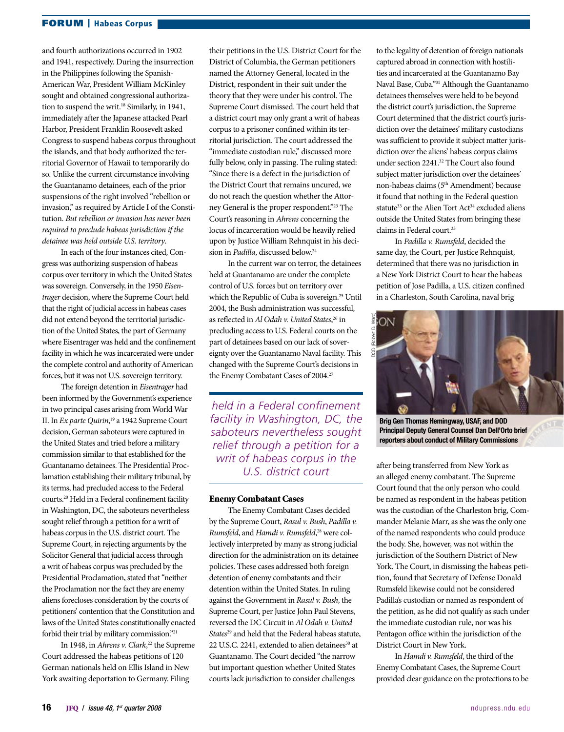and fourth authorizations occurred in 1902 and 1941, respectively. During the insurrection in the Philippines following the Spanish-American War, President William McKinley sought and obtained congressional authorization to suspend the writ.[18] Similarly, in 1941, immediately after the Japanese attacked Pearl Harbor, President Franklin Roosevelt asked Congress to suspend habeas corpus throughout the islands, and that body authorized the territorial Governor of Hawaii to temporarily do so. Unlike the current circumstance involving the Guantanamo detainees, each of the prior suspensions of the right involved "rebellion or invasion," as required by Article I of the Constitution. *But rebellion or invasion has never been required to preclude habeas jurisdiction if the detainee was held outside U.S. territory*.

In each of the four instances cited, Congress was authorizing suspension of habeas corpus over territory in which the United States was sovereign. Conversely, in the 1950 *Eisentrager* decision, where the Supreme Court held that the right of judicial access in habeas cases did not extend beyond the territorial jurisdiction of the United States, the part of Germany where Eisentrager was held and the confinement facility in which he was incarcerated were under the complete control and authority of American forces, but it was not U.S. sovereign territory.

The foreign detention in *Eisentrager* had been informed by the Government's experience in two principal cases arising from World War II. In *Ex parte Quirin*,[19] a 1942 Supreme Court decision, German saboteurs were captured in the United States and tried before a military commission similar to that established for the Guantanamo detainees. The Presidential Proclamation establishing their military tribunal, by its terms, had precluded access to the Federal courts.[20] Held in a Federal confinement facility in Washington, DC, the saboteurs nevertheless sought relief through a petition for a writ of habeas corpus in the U.S. district court. The Supreme Court, in rejecting arguments by the Solicitor General that judicial access through a writ of habeas corpus was precluded by the Presidential Proclamation, stated that "neither the Proclamation nor the fact they are enemy aliens forecloses consideration by the courts of petitioners' contention that the Constitution and laws of the United States constitutionally enacted forbid their trial by military commission."[21]

In 1948, in *Ahrens v. Clark*,[22] the Supreme Court addressed the habeas petitions of 120 German nationals held on Ellis Island in New York awaiting deportation to Germany. Filing their petitions in the U.S. District Court for the District of Columbia, the German petitioners named the Attorney General, located in the District, respondent in their suit under the theory that they were under his control. The Supreme Court dismissed. The court held that a district court may only grant a writ of habeas corpus to a prisoner confined within its territorial jurisdiction. The court addressed the "immediate custodian rule," discussed more fully below, only in passing. The ruling stated: "Since there is a defect in the jurisdiction of the District Court that remains uncured, we do not reach the question whether the Attorney General is the proper respondent."[23] The Court's reasoning in *Ahrens* concerning the locus of incarceration would be heavily relied upon by Justice William Rehnquist in his decision in *Padilla*, discussed below.[24]

In the current war on terror, the detainees held at Guantanamo are under the complete control of U.S. forces but on territory over which the Republic of Cuba is sovereign.[25] Until 2004, the Bush administration was successful, as reflected in *Al Odah v. United States*,[26] in precluding access to U.S. Federal courts on the part of detainees based on our lack of sovereignty over the Guantanamo Naval facility. This changed with the Supreme Court's decisions in the Enemy Combatant Cases of 2004.[27]

> *held in a Federal confinement facility in Washington, DC, the saboteurs nevertheless sought relief through a petition for a writ of habeas corpus in the U.S. district court*

## Enemy Combatant Cases

The Enemy Combatant Cases decided by the Supreme Court, *Rasul v. Bush*, *Padilla v. Rumsfeld*, and *Hamdi v. Rumsfeld*,[28] were collectively interpreted by many as strong judicial direction for the administration on its detainee policies. These cases addressed both foreign detention of enemy combatants and their detention within the United States. In ruling against the Government in *Rasul v. Bush*, the Supreme Court, per Justice John Paul Stevens, reversed the DC Circuit in *Al Odah v. United States*[29] and held that the Federal habeas statute, 22 U.S.C. 2241, extended to alien detainees[30] at Guantanamo. The Court decided "the narrow but important question whether United States courts lack jurisdiction to consider challenges to the legality of detention of foreign nationals captured abroad in connection with hostilities and incarcerated at the Guantanamo Bay Naval Base, Cuba."[31] Although the Guantanamo detainees themselves were held to be beyond the district court's jurisdiction, the Supreme Court determined that the district court's jurisdiction over the detainees' military custodians was sufficient to provide it subject matter jurisdiction over the aliens' habeas corpus claims under section 2241.[32] The Court also found subject matter jurisdiction over the detainees' non-habeas claims (5th Amendment) because it found that nothing in the Federal question statute[33] or the Alien Tort Act[34] excluded aliens outside the United States from bringing these claims in Federal court.[35]

In *Padilla v. Rumsfeld*, decided the same day, the Court, per Justice Rehnquist, determined that there was no jurisdiction in a New York District Court to hear the habeas petition of Jose Padilla, a U.S. citizen confined in a Charleston, South Carolina, naval brig after being transferred from New York as an alleged enemy combatant. The Supreme Court found that the only person who could be named as respondent in the habeas petition was the custodian of the Charleston brig, Commander Melanie Marr, as she was the only one of the named respondents who could produce the body. She, however, was not within the jurisdiction of the Southern District of New York. The Court, in dismissing the habeas petition, found that Secretary of Defense Donald Rumsfeld likewise could not be considered Padilla's custodian or named as respondent of the petition, as he did not qualify as such under the immediate custodian rule, nor was his Pentagon office within the jurisdiction of the District Court in New York.

DOD (Robert D. Ward)

**Brig Gen Thomas Hemingway, USAF, and DOD Principal Deputy General Counsel Dan Dell'Orto brief reporters about conduct of Military Commissions**

In *Hamdi v. Rumsfeld*, the third of the Enemy Combatant Cases, the Supreme Court provided clear guidance on the protections to be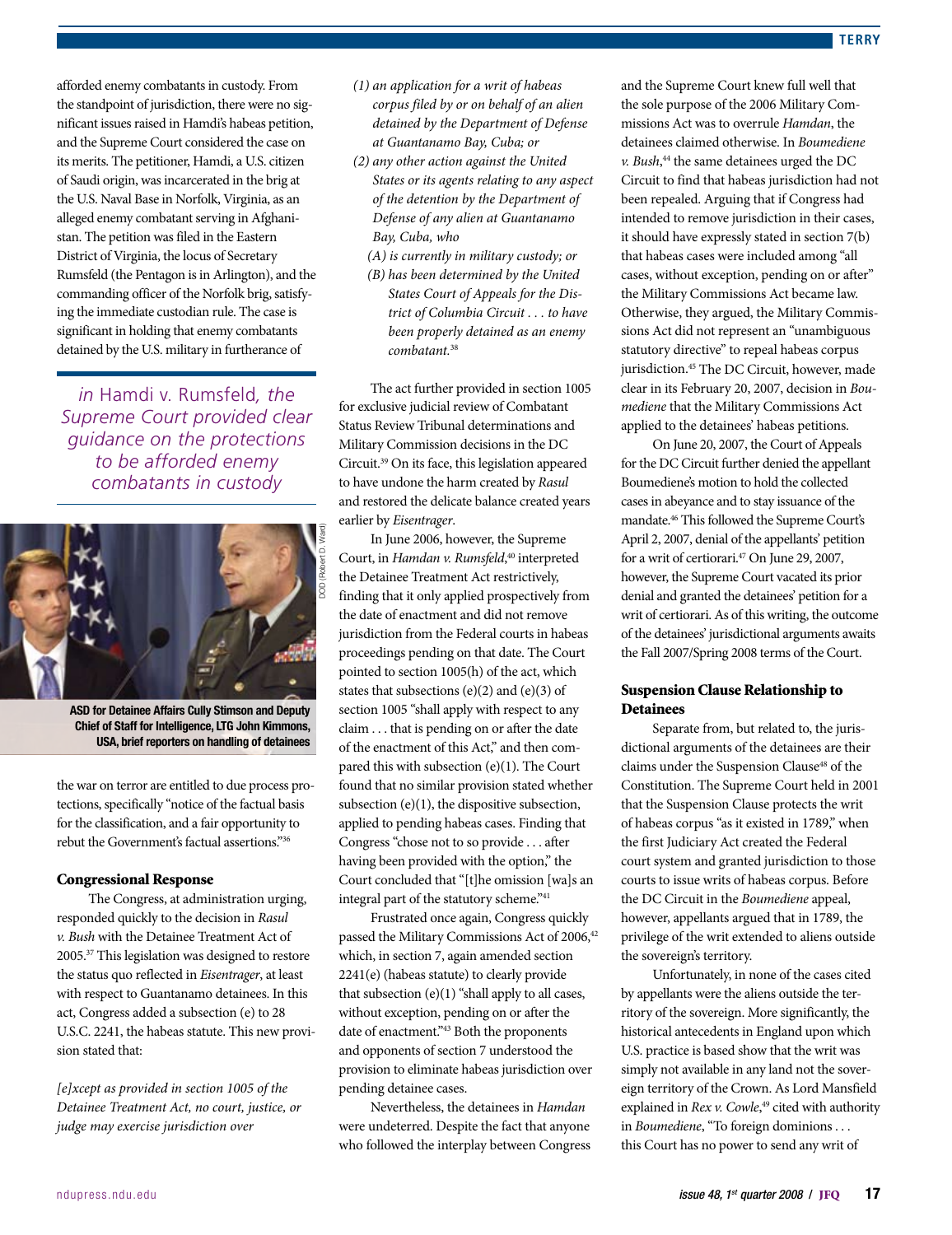afforded enemy combatants in custody. From the standpoint of jurisdiction, there were no significant issues raised in Hamdi's habeas petition, and the Supreme Court considered the case on its merits. The petitioner, Hamdi, a U.S. citizen of Saudi origin, was incarcerated in the brig at the U.S. Naval Base in Norfolk, Virginia, as an alleged enemy combatant serving in Afghanistan. The petition was filed in the Eastern District of Virginia, the locus of Secretary Rumsfeld (the Pentagon is in Arlington), and the commanding officer of the Norfolk brig, satisfying the immediate custodian rule. The case is significant in holding that enemy combatants detained by the U.S. military in furtherance of the war on terror are entitled to due process protections, specifically "notice of the factual basis for the classification, and a fair opportunity to rebut the Government's factual assertions."[36]

*in* Hamdi v. Rumsfeld, *the Supreme Court provided clear guidance on the protections to be afforded enemy combatants in custody*

DOD (Robert D. Ward)

**ASD for Detainee Affairs Cully Stimson and Deputy Chief of Staff for Intelligence, LTG John Kimmons, USA, brief reporters on handling of detainees**

### Congressional Response

The Congress, at administration urging, responded quickly to the decision in *Rasul v. Bush* with the Detainee Treatment Act of 2005.[37] This legislation was designed to restore the status quo reflected in *Eisentrager*, at least with respect to Guantanamo detainees. In this act, Congress added a subsection (e) to 28 U.S.C. 2241, the habeas statute. This new provision stated that:

> *[e]xcept as provided in section 1005 of the Detainee Treatment Act, no court, justice, or judge may exercise jurisdiction over*
>
> *(1) an application for a writ of habeas corpus filed by or on behalf of an alien detained by the Department of Defense at Guantanamo Bay, Cuba; or*
>
> *(2) any other action against the United States or its agents relating to any aspect of the detention by the Department of Defense of any alien at Guantanamo Bay, Cuba, who*
>
> *(A) is currently in military custody; or*
>
> *(B) has been determined by the United States Court of Appeals for the District of Columbia Circuit . . . to have been properly detained as an enemy combatant.*[38]

The act further provided in section 1005 for exclusive judicial review of Combatant Status Review Tribunal determinations and Military Commission decisions in the DC Circuit.[39] On its face, this legislation appeared to have undone the harm created by *Rasul* and restored the delicate balance created years earlier by *Eisentrager*.

In June 2006, however, the Supreme Court, in *Hamdan v. Rumsfeld*,[40] interpreted the Detainee Treatment Act restrictively, finding that it only applied prospectively from the date of enactment and did not remove jurisdiction from the Federal courts in habeas proceedings pending on that date. The Court pointed to section 1005(h) of the act, which states that subsections (e)(2) and (e)(3) of section 1005 "shall apply with respect to any claim . . . that is pending on or after the date of the enactment of this Act," and then compared this with subsection (e)(1). The Court found that no similar provision stated whether subsection (e)(1), the dispositive subsection, applied to pending habeas cases. Finding that Congress "chose not to so provide . . . after having been provided with the option," the Court concluded that "[t]he omission [wa]s an integral part of the statutory scheme."[41]

Frustrated once again, Congress quickly passed the Military Commissions Act of 2006,[42] which, in section 7, again amended section 2241(e) (habeas statute) to clearly provide that subsection (e)(1) "shall apply to all cases, without exception, pending on or after the date of enactment."[43] Both the proponents and opponents of section 7 understood the provision to eliminate habeas jurisdiction over pending detainee cases.

Nevertheless, the detainees in *Hamdan* were undeterred. Despite the fact that anyone who followed the interplay between Congress and the Supreme Court knew full well that the sole purpose of the 2006 Military Commissions Act was to overrule *Hamdan*, the detainees claimed otherwise. In *Boumediene v. Bush*,[44] the same detainees urged the DC Circuit to find that habeas jurisdiction had not been repealed. Arguing that if Congress had intended to remove jurisdiction in their cases, it should have expressly stated in section 7(b) that habeas cases were included among "all cases, without exception, pending on or after" the Military Commissions Act became law. Otherwise, they argued, the Military Commissions Act did not represent an "unambiguous statutory directive" to repeal habeas corpus jurisdiction.[45] The DC Circuit, however, made clear in its February 20, 2007, decision in *Boumediene* that the Military Commissions Act applied to the detainees' habeas petitions.

On June 20, 2007, the Court of Appeals for the DC Circuit further denied the appellant Boumediene's motion to hold the collected cases in abeyance and to stay issuance of the mandate.[46] This followed the Supreme Court's April 2, 2007, denial of the appellants' petition for a writ of certiorari.[47] On June 29, 2007, however, the Supreme Court vacated its prior denial and granted the detainees' petition for a writ of certiorari. As of this writing, the outcome of the detainees' jurisdictional arguments awaits the Fall 2007/Spring 2008 terms of the Court.

### Suspension Clause Relationship to Detainees

Separate from, but related to, the jurisdictional arguments of the detainees are their claims under the Suspension Clause[48] of the Constitution. The Supreme Court held in 2001 that the Suspension Clause protects the writ of habeas corpus "as it existed in 1789," when the first Judiciary Act created the Federal court system and granted jurisdiction to those courts to issue writs of habeas corpus. Before the DC Circuit in the *Boumediene* appeal, however, appellants argued that in 1789, the privilege of the writ extended to aliens outside the sovereign's territory.

Unfortunately, in none of the cases cited by appellants were the aliens outside the territory of the sovereign. More significantly, the historical antecedents in England upon which U.S. practice is based show that the writ was simply not available in any land not the sovereign territory of the Crown. As Lord Mansfield explained in *Rex v. Cowle*,[49] cited with authority in *Boumediene*, "To foreign dominions . . . this Court has no power to send any writ of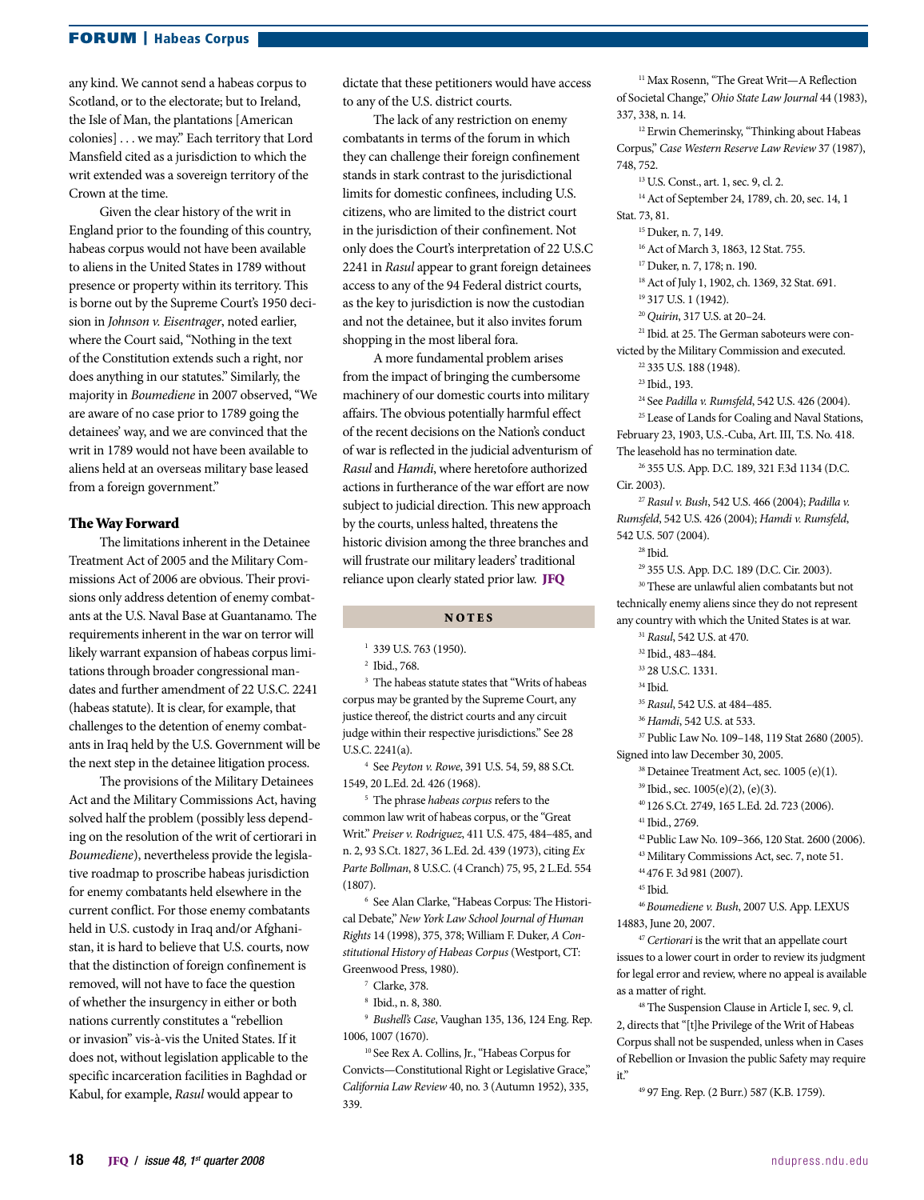any kind. We cannot send a habeas corpus to Scotland, or to the electorate; but to Ireland, the Isle of Man, the plantations [American colonies] . . . we may." Each territory that Lord Mansfield cited as a jurisdiction to which the writ extended was a sovereign territory of the Crown at the time.

Given the clear history of the writ in England prior to the founding of this country, habeas corpus would not have been available to aliens in the United States in 1789 without presence or property within its territory. This is borne out by the Supreme Court's 1950 decision in *Johnson v. Eisentrager*, noted earlier, where the Court said, "Nothing in the text of the Constitution extends such a right, nor does anything in our statutes." Similarly, the majority in *Boumediene* in 2007 observed, "We are aware of no case prior to 1789 going the detainees' way, and we are convinced that the writ in 1789 would not have been available to aliens held at an overseas military base leased from a foreign government."

## The Way Forward

The limitations inherent in the Detainee Treatment Act of 2005 and the Military Commissions Act of 2006 are obvious. Their provisions only address detention of enemy combatants at the U.S. Naval Base at Guantanamo. The requirements inherent in the war on terror will likely warrant expansion of habeas corpus limitations through broader congressional mandates and further amendment of 22 U.S.C. 2241 (habeas statute). It is clear, for example, that challenges to the detention of enemy combatants in Iraq held by the U.S. Government will be the next step in the detainee litigation process.

The provisions of the Military Detainees Act and the Military Commissions Act, having solved half the problem (possibly less depending on the resolution of the writ of certiorari in *Boumediene*), nevertheless provide the legislative roadmap to proscribe habeas jurisdiction for enemy combatants held elsewhere in the current conflict. For those enemy combatants held in U.S. custody in Iraq and/or Afghanistan, it is hard to believe that U.S. courts, now that the distinction of foreign confinement is removed, will not have to face the question of whether the insurgency in either or both nations currently constitutes a "rebellion or invasion" vis-à-vis the United States. If it does not, without legislation applicable to the specific incarceration facilities in Baghdad or Kabul, for example, *Rasul* would appear to dictate that these petitioners would have access to any of the U.S. district courts.

The lack of any restriction on enemy combatants in terms of the forum in which they can challenge their foreign confinement stands in stark contrast to the jurisdictional limits for domestic confinees, including U.S. citizens, who are limited to the district court in the jurisdiction of their confinement. Not only does the Court's interpretation of 22 U.S.C 2241 in *Rasul* appear to grant foreign detainees access to any of the 94 Federal district courts, as the key to jurisdiction is now the custodian and not the detainee, but it also invites forum shopping in the most liberal fora.

A more fundamental problem arises from the impact of bringing the cumbersome machinery of our domestic courts into military affairs. The obvious potentially harmful effect of the recent decisions on the Nation's conduct of war is reflected in the judicial adventurism of *Rasul* and *Hamdi*, where heretofore authorized actions in furtherance of the war effort are now subject to judicial direction. This new approach by the courts, unless halted, threatens the historic division among the three branches and will frustrate our military leaders' traditional reliance upon clearly stated prior law. **JFQ**

## NOTES

[1] 339 U.S. 763 (1950).

[2] Ibid., 768.

[3] The habeas statute states that "Writs of habeas corpus may be granted by the Supreme Court, any justice thereof, the district courts and any circuit judge within their respective jurisdictions." See 28 U.S.C. 2241(a).

[4] See *Peyton v. Rowe*, 391 U.S. 54, 59, 88 S.Ct. 1549, 20 L.Ed. 2d. 426 (1968).

[5] The phrase *habeas corpus* refers to the common law writ of habeas corpus, or the "Great Writ." *Preiser v. Rodriguez*, 411 U.S. 475, 484–485, and n. 2, 93 S.Ct. 1827, 36 L.Ed. 2d. 439 (1973), citing *Ex Parte Bollman*, 8 U.S.C. (4 Cranch) 75, 95, 2 L.Ed. 554 (1807).

[6] See Alan Clarke, "Habeas Corpus: The Historical Debate," *New York Law School Journal of Human Rights* 14 (1998), 375, 378; William F. Duker, *A Constitutional History of Habeas Corpus* (Westport, CT: Greenwood Press, 1980).

[7] Clarke, 378.

[8] Ibid., n. 8, 380.

[9] *Bushell's Case*, Vaughan 135, 136, 124 Eng. Rep. 1006, 1007 (1670).

[10] See Rex A. Collins, Jr., "Habeas Corpus for Convicts—Constitutional Right or Legislative Grace," *California Law Review* 40, no. 3 (Autumn 1952), 335, 339.

[11] Max Rosenn, "The Great Writ—A Reflection of Societal Change," *Ohio State Law Journal* 44 (1983), 337, 338, n. 14.

[12] Erwin Chemerinsky, "Thinking about Habeas Corpus," *Case Western Reserve Law Review* 37 (1987), 748, 752.

[13] U.S. Const., art. 1, sec. 9, cl. 2.

[14] Act of September 24, 1789, ch. 20, sec. 14, 1 Stat. 73, 81.

[15] Duker, n. 7, 149.

[16] Act of March 3, 1863, 12 Stat. 755.

[17] Duker, n. 7, 178; n. 190.

[18] Act of July 1, 1902, ch. 1369, 32 Stat. 691.

[19] 317 U.S. 1 (1942).

[20] *Quirin*, 317 U.S. at 20–24.

[21] Ibid. at 25. The German saboteurs were convicted by the Military Commission and executed.

[22] 335 U.S. 188 (1948).

[23] Ibid., 193.

[24] See *Padilla v. Rumsfeld*, 542 U.S. 426 (2004).

[25] Lease of Lands for Coaling and Naval Stations, February 23, 1903, U.S.-Cuba, Art. III, T.S. No. 418. The leasehold has no termination date.

[26] 355 U.S. App. D.C. 189, 321 F.3d 1134 (D.C. Cir. 2003).

[27] *Rasul v. Bush*, 542 U.S. 466 (2004); *Padilla v. Rumsfeld*, 542 U.S. 426 (2004); *Hamdi v. Rumsfeld*, 542 U.S. 507 (2004).

[28] Ibid

[29] 355 U.S. App. D.C. 189 (D.C. Cir. 2003).

[30] These are unlawful alien combatants but not technically enemy aliens since they do not represent any country with which the United States is at war.

[31] *Rasul*, 542 U.S. at 470.

[32] Ibid., 483–484.

[33] 28 U.S.C. 1331.

[34] Ibid.

[35] *Rasul*, 542 U.S. at 484–485.

[36] *Hamdi*, 542 U.S. at 533.

[37] Public Law No. 109–148, 119 Stat 2680 (2005). Signed into law December 30, 2005.

[38] Detainee Treatment Act, sec. 1005 (e)(1).

[39] Ibid., sec. 1005(e)(2), (e)(3).

[40] 126 S.Ct. 2749, 165 L.Ed. 2d. 723 (2006).

[41] Ibid., 2769.

[42] Public Law No. 109–366, 120 Stat. 2600 (2006).

[43] Military Commissions Act, sec. 7, note 51.

[44] 476 F. 3d 981 (2007).

[45] Ibid.

[46] *Boumediene v. Bush*, 2007 U.S. App. LEXUS 14883, June 20, 2007.

[47] *Certiorari* is the writ that an appellate court issues to a lower court in order to review its judgment for legal error and review, where no appeal is available as a matter of right.

[48] The Suspension Clause in Article I, sec. 9, cl. 2, directs that "[t]he Privilege of the Writ of Habeas Corpus shall not be suspended, unless when in Cases of Rebellion or Invasion the public Safety may require it."

[49] 97 Eng. Rep. (2 Burr.) 587 (K.B. 1759).